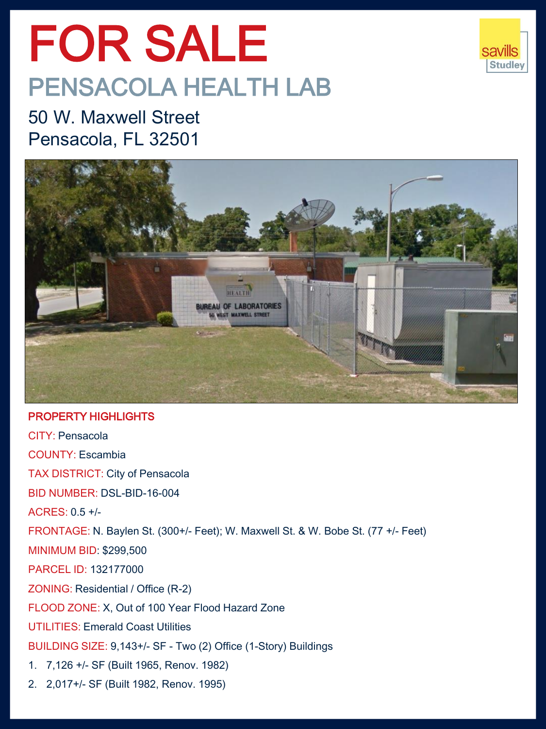# FOR SALE

## PENSACOLA HEALTH LAB

50 W. Maxwell Street
Pensacola, FL 32501

### PROPERTY HIGHLIGHTS

CITY: Pensacola

COUNTY: Escambia

TAX DISTRICT: City of Pensacola

BID NUMBER: DSL-BID-16-004

ACRES: 0.5 +/-

FRONTAGE: N. Baylen St. (300+/- Feet); W. Maxwell St. & W. Bobe St. (77 +/- Feet)

MINIMUM BID: $299,500

PARCEL ID: 132177000

ZONING: Residential / Office (R-2)

FLOOD ZONE: X, Out of 100 Year Flood Hazard Zone

UTILITIES: Emerald Coast Utilities

BUILDING SIZE: 9,143+/- SF - Two (2) Office (1-Story) Buildings

1. 7,126 +/- SF (Built 1965, Renov. 1982)
2. 2,017+/- SF (Built 1982, Renov. 1995)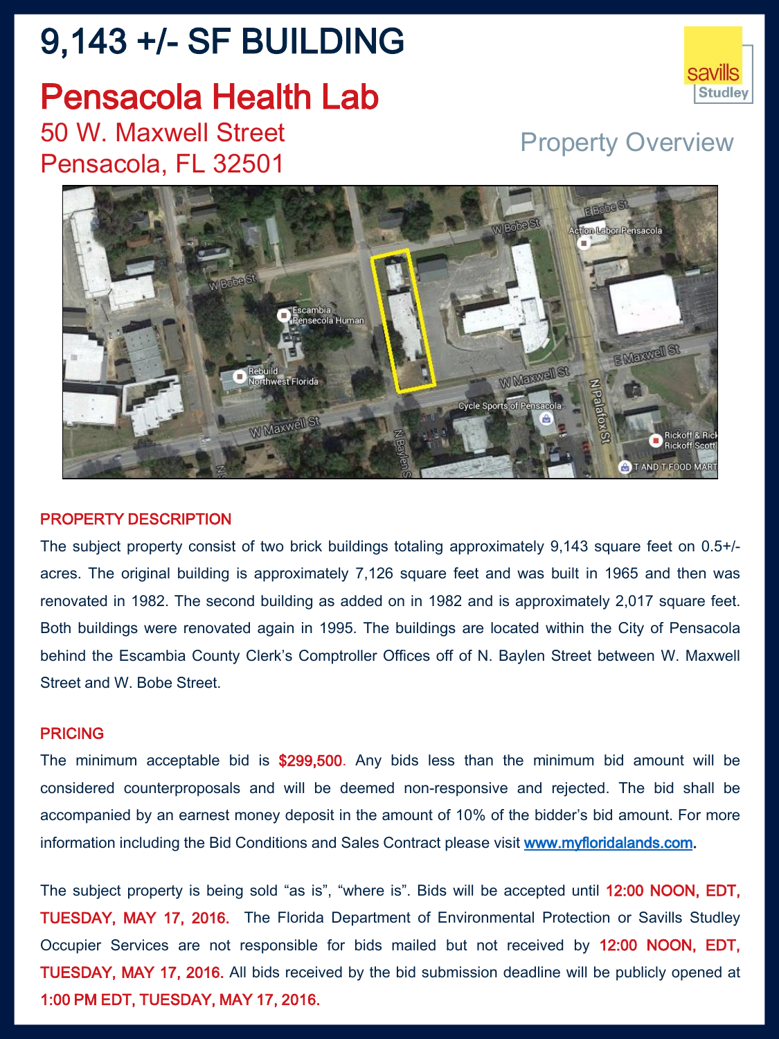# 9,143 +/- SF BUILDING

## Pensacola Health Lab

50 W. Maxwell Street
Pensacola, FL 32501

savills Studley

Property Overview

### PROPERTY DESCRIPTION

The subject property consist of two brick buildings totaling approximately 9,143 square feet on 0.5+/- acres. The original building is approximately 7,126 square feet and was built in 1965 and then was renovated in 1982. The second building as added on in 1982 and is approximately 2,017 square feet. Both buildings were renovated again in 1995. The buildings are located within the City of Pensacola behind the Escambia County Clerk's Comptroller Offices off of N. Baylen Street between W. Maxwell Street and W. Bobe Street.

### PRICING

The minimum acceptable bid is **$299,500**. Any bids less than the minimum bid amount will be considered counterproposals and will be deemed non-responsive and rejected. The bid shall be accompanied by an earnest money deposit in the amount of 10% of the bidder's bid amount. For more information including the Bid Conditions and Sales Contract please visit www.myfloridalands.com.

The subject property is being sold "as is", "where is". Bids will be accepted until 12:00 NOON, EDT, TUESDAY, MAY 17, 2016. The Florida Department of Environmental Protection or Savills Studley Occupier Services are not responsible for bids mailed but not received by 12:00 NOON, EDT, TUESDAY, MAY 17, 2016. All bids received by the bid submission deadline will be publicly opened at 1:00 PM EDT, TUESDAY, MAY 17, 2016.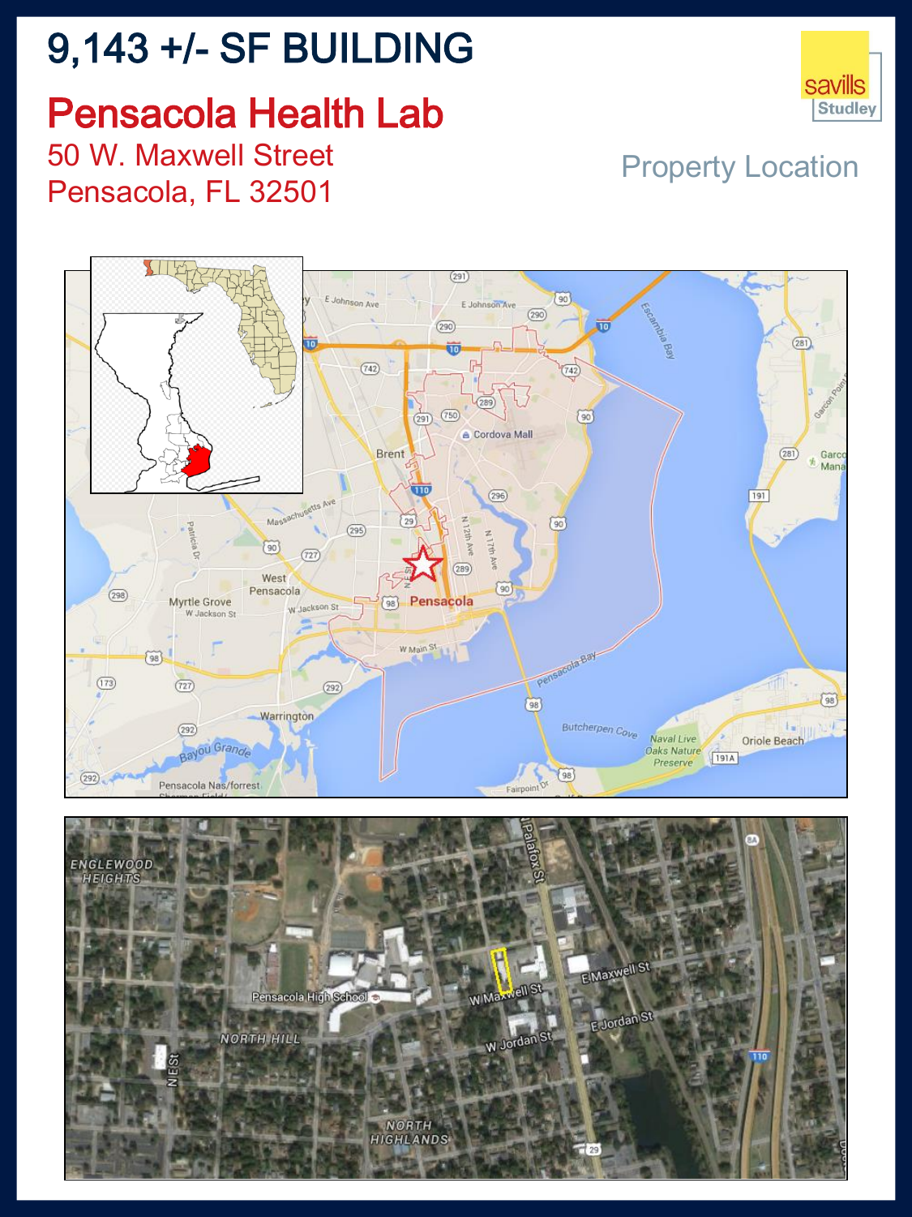# 9,143 +/- SF BUILDING

## Pensacola Health Lab

50 W. Maxwell Street
Pensacola, FL 32501

Property Location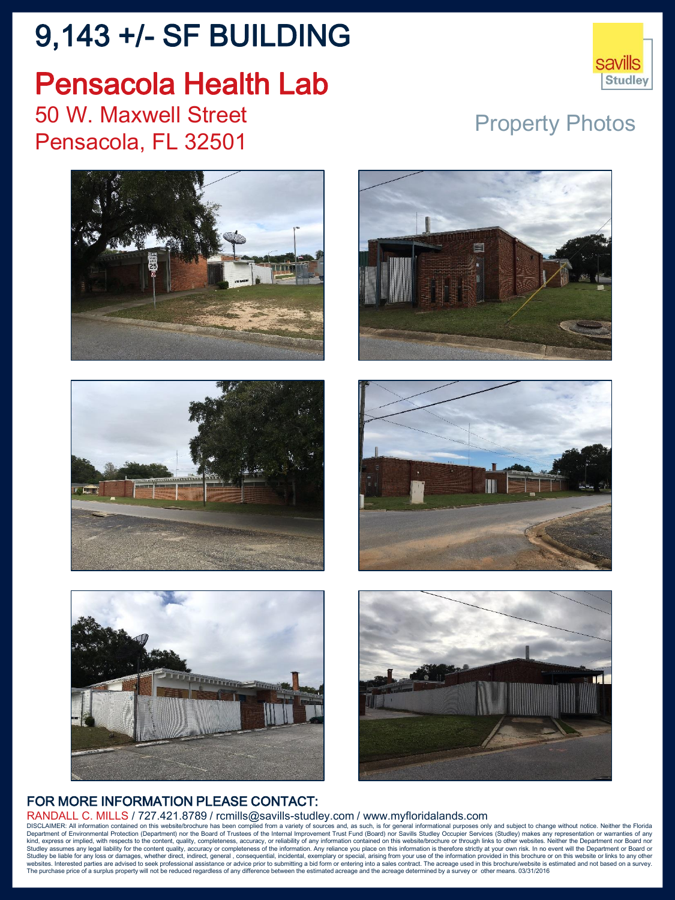# 9,143 +/- SF BUILDING

## Pensacola Health Lab

50 W. Maxwell Street
Pensacola, FL 32501

savills Studley

Property Photos

**FOR MORE INFORMATION PLEASE CONTACT:**

RANDALL C. MILLS / 727.421.8789 / rcmills@savills-studley.com / www.myfloridalands.com

DISCLAIMER: All information contained on this website/brochure has been complied from a variety of sources and, as such, is for general informational purposes only and subject to change without notice. Neither the Florida Department of Environmental Protection (Department) nor the Board of Trustees of the Internal Improvement Trust Fund (Board) nor Savills Studley Occupier Services (Studley) makes any representation or warranties of any kind, express or implied, with respects to the content, quality, completeness, accuracy, or reliability of any information contained on this website/brochure or through links to other websites. Neither the Department nor Board nor Studley assumes any legal liability for the content quality, accuracy or completeness of the information. Any reliance you place on this information is therefore strictly at your own risk. In no event will the Department or Board or Studley be liable for any loss or damages, whether direct, indirect, general , consequential, incidental, exemplary or special, arising from your use of the information provided in this brochure or on this website or links to any other websites. Interested parties are advised to seek professional assistance or advice prior to submitting a bid form or entering into a sales contract. The acreage used in this brochure/website is estimated and not based on a survey. The purchase price of a surplus property will not be reduced regardless of any difference between the estimated acreage and the acreage determined by a survey or other means. 03/31/2016